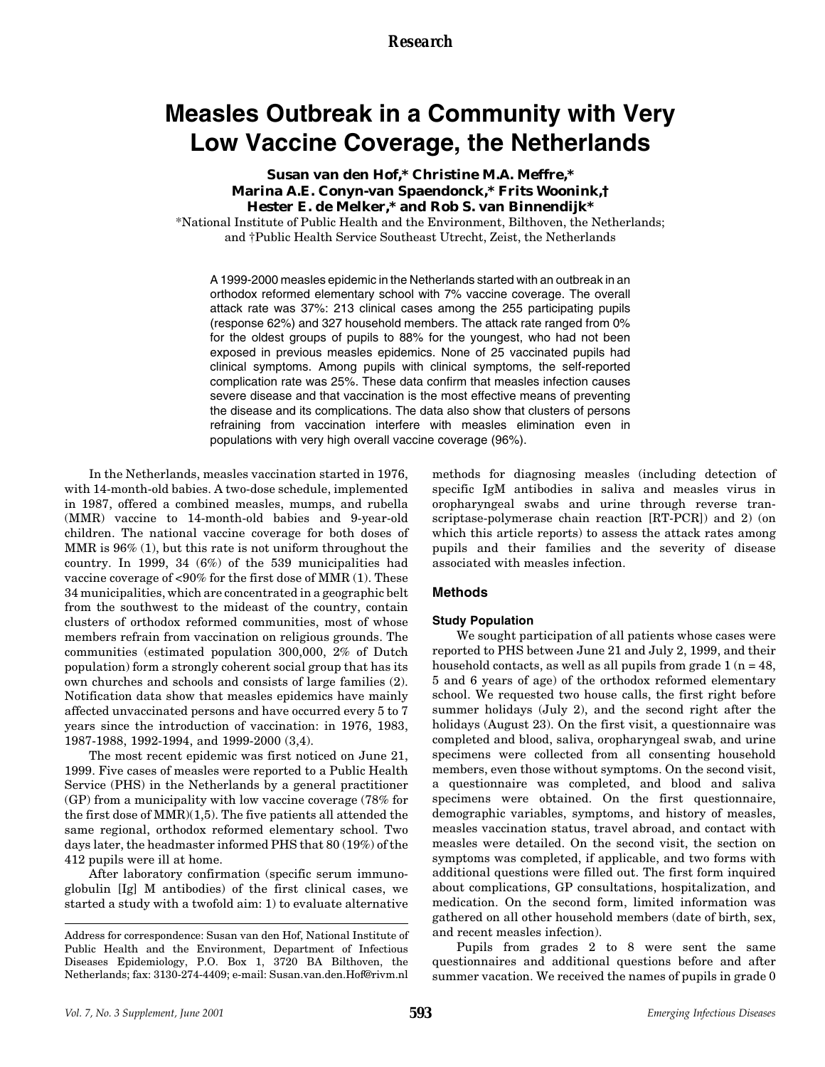Research

# Measles Outbreak in a Community with Very Low Vaccine Coverage, the Netherlands

**Susan van den Hof,\* Christine M.A. Meffre,\* Marina A.E. Conyn-van Spaendonck,\* Frits Woonink,† Hester E. de Melker,\* and Rob S. van Binnendijk\***

\*National Institute of Public Health and the Environment, Bilthoven, the Netherlands; and †Public Health Service Southeast Utrecht, Zeist, the Netherlands

A 1999-2000 measles epidemic in the Netherlands started with an outbreak in an orthodox reformed elementary school with 7% vaccine coverage. The overall attack rate was 37%: 213 clinical cases among the 255 participating pupils (response 62%) and 327 household members. The attack rate ranged from 0% for the oldest groups of pupils to 88% for the youngest, who had not been exposed in previous measles epidemics. None of 25 vaccinated pupils had clinical symptoms. Among pupils with clinical symptoms, the self-reported complication rate was 25%. These data confirm that measles infection causes severe disease and that vaccination is the most effective means of preventing the disease and its complications. The data also show that clusters of persons refraining from vaccination interfere with measles elimination even in populations with very high overall vaccine coverage (96%).

In the Netherlands, measles vaccination started in 1976, with 14-month-old babies. A two-dose schedule, implemented in 1987, offered a combined measles, mumps, and rubella (MMR) vaccine to 14-month-old babies and 9-year-old children. The national vaccine coverage for both doses of MMR is 96% (1), but this rate is not uniform throughout the country. In 1999, 34 (6%) of the 539 municipalities had vaccine coverage of <90% for the first dose of MMR (1). These 34 municipalities, which are concentrated in a geographic belt from the southwest to the mideast of the country, contain clusters of orthodox reformed communities, most of whose members refrain from vaccination on religious grounds. The communities (estimated population 300,000, 2% of Dutch population) form a strongly coherent social group that has its own churches and schools and consists of large families (2). Notification data show that measles epidemics have mainly affected unvaccinated persons and have occurred every 5 to 7 years since the introduction of vaccination: in 1976, 1983, 1987-1988, 1992-1994, and 1999-2000 (3,4).

The most recent epidemic was first noticed on June 21, 1999. Five cases of measles were reported to a Public Health Service (PHS) in the Netherlands by a general practitioner (GP) from a municipality with low vaccine coverage (78% for the first dose of MMR)(1,5). The five patients all attended the same regional, orthodox reformed elementary school. Two days later, the headmaster informed PHS that 80 (19%) of the 412 pupils were ill at home.

After laboratory confirmation (specific serum immunoglobulin [Ig] M antibodies) of the first clinical cases, we started a study with a twofold aim: 1) to evaluate alternative methods for diagnosing measles (including detection of specific IgM antibodies in saliva and measles virus in oropharyngeal swabs and urine through reverse transcriptase-polymerase chain reaction [RT-PCR]) and 2) (on which this article reports) to assess the attack rates among pupils and their families and the severity of disease associated with measles infection.

## Methods

### Study Population

We sought participation of all patients whose cases were reported to PHS between June 21 and July 2, 1999, and their household contacts, as well as all pupils from grade 1 (n = 48, 5 and 6 years of age) of the orthodox reformed elementary school. We requested two house calls, the first right before summer holidays (July 2), and the second right after the holidays (August 23). On the first visit, a questionnaire was completed and blood, saliva, oropharyngeal swab, and urine specimens were collected from all consenting household members, even those without symptoms. On the second visit, a questionnaire was completed, and blood and saliva specimens were obtained. On the first questionnaire, demographic variables, symptoms, and history of measles, measles vaccination status, travel abroad, and contact with measles were detailed. On the second visit, the section on symptoms was completed, if applicable, and two forms with additional questions were filled out. The first form inquired about complications, GP consultations, hospitalization, and medication. On the second form, limited information was gathered on all other household members (date of birth, sex, and recent measles infection).

Pupils from grades 2 to 8 were sent the same questionnaires and additional questions before and after summer vacation. We received the names of pupils in grade 0

Address for correspondence: Susan van den Hof, National Institute of Public Health and the Environment, Department of Infectious Diseases Epidemiology, P.O. Box 1, 3720 BA Bilthoven, the Netherlands; fax: 3130-274-4409; e-mail: Susan.van.den.Hof@rivm.nl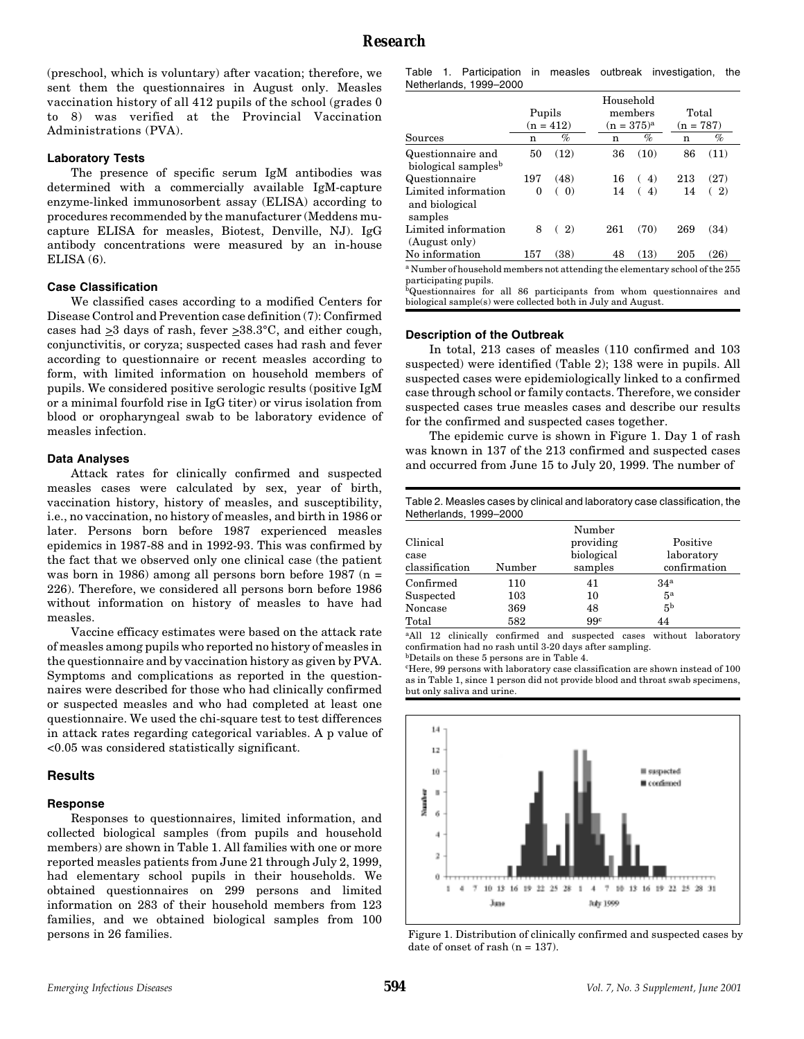(preschool, which is voluntary) after vacation; therefore, we sent them the questionnaires in August only. Measles vaccination history of all 412 pupils of the school (grades 0 to 8) was verified at the Provincial Vaccination Administrations (PVA).

### Laboratory Tests

The presence of specific serum IgM antibodies was determined with a commercially available IgM-capture enzyme-linked immunosorbent assay (ELISA) according to procedures recommended by the manufacturer (Meddens mu-capture ELISA for measles, Biotest, Denville, NJ). IgG antibody concentrations were measured by an in-house ELISA (6).

### Case Classification

We classified cases according to a modified Centers for Disease Control and Prevention case definition (7): Confirmed cases had $\geq$3 days of rash, fever $\geq$38.3°C, and either cough, conjunctivitis, or coryza; suspected cases had rash and fever according to questionnaire or recent measles according to form, with limited information on household members of pupils. We considered positive serologic results (positive IgM or a minimal fourfold rise in IgG titer) or virus isolation from blood or oropharyngeal swab to be laboratory evidence of measles infection.

### Data Analyses

Attack rates for clinically confirmed and suspected measles cases were calculated by sex, year of birth, vaccination history, history of measles, and susceptibility, i.e., no vaccination, no history of measles, and birth in 1986 or later. Persons born before 1987 experienced measles epidemics in 1987-88 and in 1992-93. This was confirmed by the fact that we observed only one clinical case (the patient was born in 1986) among all persons born before 1987 (n = 226). Therefore, we considered all persons born before 1986 without information on history of measles to have had measles.

Vaccine efficacy estimates were based on the attack rate of measles among pupils who reported no history of measles in the questionnaire and by vaccination history as given by PVA. Symptoms and complications as reported in the questionnaires were described for those who had clinically confirmed or suspected measles and who had completed at least one questionnaire. We used the chi-square test to test differences in attack rates regarding categorical variables. A p value of <0.05 was considered statistically significant.

## Results

### Response

Responses to questionnaires, limited information, and collected biological samples (from pupils and household members) are shown in Table 1. All families with one or more reported measles patients from June 21 through July 2, 1999, had elementary school pupils in their households. We obtained questionnaires on 299 persons and limited information on 283 of their household members from 123 families, and we obtained biological samples from 100 persons in 26 families.

Table 1. Participation in measles outbreak investigation, the Netherlands, 1999–2000

| | Pupils (n = 412) | | Household members (n = 375)[a] | | Total (n = 787) | |
|---|---|---|---|---|---|---|
| Sources | n | % | n | % | n | % |
| Questionnaire and biological samples[b] | 50 | (12) | 36 | (10) | 86 | (11) |
| Questionnaire | 197 | (48) | 16 | ( 4) | 213 | (27) |
| Limited information and biological samples | 0 | ( 0) | 14 | ( 4) | 14 | ( 2) |
| Limited information (August only) | 8 | ( 2) | 261 | (70) | 269 | (34) |
| No information | 157 | (38) | 48 | (13) | 205 | (26) |

[a] Number of household members not attending the elementary school of the 255 participating pupils.
[b] Questionnaires for all 86 participants from whom questionnaires and biological sample(s) were collected both in July and August.

### Description of the Outbreak

In total, 213 cases of measles (110 confirmed and 103 suspected) were identified (Table 2); 138 were in pupils. All suspected cases were epidemiologically linked to a confirmed case through school or family contacts. Therefore, we consider suspected cases true measles cases and describe our results for the confirmed and suspected cases together.

The epidemic curve is shown in Figure 1. Day 1 of rash was known in 137 of the 213 confirmed and suspected cases and occurred from June 15 to July 20, 1999. The number of

Table 2. Measles cases by clinical and laboratory case classification, the Netherlands, 1999–2000

| Clinical case classification | Number | Number providing biological samples | Positive laboratory confirmation |
|---|---|---|---|
| Confirmed | 110 | 41 | 34[a] |
| Suspected | 103 | 10 | 5[a] |
| Noncase | 369 | 48 | 5[b] |
| Total | 582 | 99[c] | 44 |

[a] All 12 clinically confirmed and suspected cases without laboratory confirmation had no rash until 3-20 days after sampling.
[b] Details on these 5 persons are in Table 4.
[c] Here, 99 persons with laboratory case classification are shown instead of 100 as in Table 1, since 1 person did not provide blood and throat swab specimens, but only saliva and urine.

Figure 1. Distribution of clinically confirmed and suspected cases by date of onset of rash (n = 137).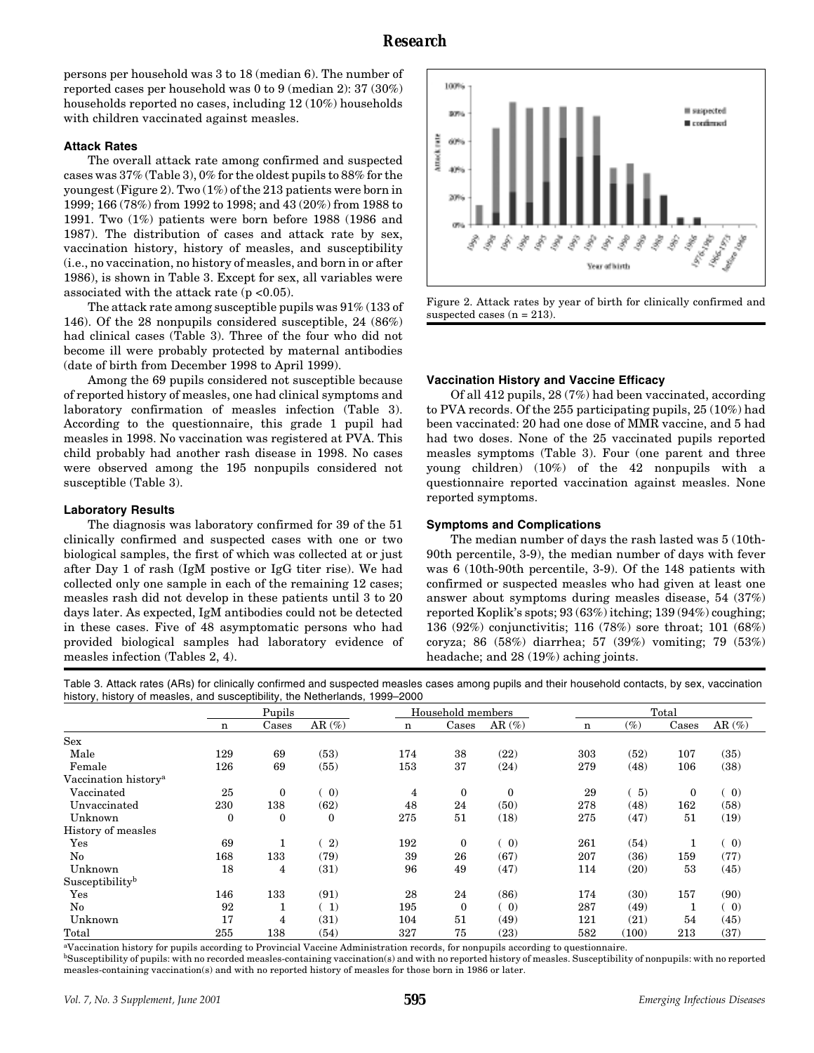persons per household was 3 to 18 (median 6). The number of reported cases per household was 0 to 9 (median 2): 37 (30%) households reported no cases, including 12 (10%) households with children vaccinated against measles.

### Attack Rates

The overall attack rate among confirmed and suspected cases was 37% (Table 3), 0% for the oldest pupils to 88% for the youngest (Figure 2). Two (1%) of the 213 patients were born in 1999; 166 (78%) from 1992 to 1998; and 43 (20%) from 1988 to 1991. Two (1%) patients were born before 1988 (1986 and 1987). The distribution of cases and attack rate by sex, vaccination history, history of measles, and susceptibility (i.e., no vaccination, no history of measles, and born in or after 1986), is shown in Table 3. Except for sex, all variables were associated with the attack rate ($p < 0.05$).

The attack rate among susceptible pupils was 91% (133 of 146). Of the 28 nonpupils considered susceptible, 24 (86%) had clinical cases (Table 3). Three of the four who did not become ill were probably protected by maternal antibodies (date of birth from December 1998 to April 1999).

Among the 69 pupils considered not susceptible because of reported history of measles, one had clinical symptoms and laboratory confirmation of measles infection (Table 3). According to the questionnaire, this grade 1 pupil had measles in 1998. No vaccination was registered at PVA. This child probably had another rash disease in 1998. No cases were observed among the 195 nonpupils considered not susceptible (Table 3).

### Laboratory Results

The diagnosis was laboratory confirmed for 39 of the 51 clinically confirmed and suspected cases with one or two biological samples, the first of which was collected at or just after Day 1 of rash (IgM postive or IgG titer rise). We had collected only one sample in each of the remaining 12 cases; measles rash did not develop in these patients until 3 to 20 days later. As expected, IgM antibodies could not be detected in these cases. Five of 48 asymptomatic persons who had provided biological samples had laboratory evidence of measles infection (Tables 2, 4).

Figure 2. Attack rates by year of birth for clinically confirmed and suspected cases (n = 213).

### Vaccination History and Vaccine Efficacy

Of all 412 pupils, 28 (7%) had been vaccinated, according to PVA records. Of the 255 participating pupils, 25 (10%) had been vaccinated: 20 had one dose of MMR vaccine, and 5 had had two doses. None of the 25 vaccinated pupils reported measles symptoms (Table 3). Four (one parent and three young children) (10%) of the 42 nonpupils with a questionnaire reported vaccination against measles. None reported symptoms.

### Symptoms and Complications

The median number of days the rash lasted was 5 (10th-90th percentile, 3-9), the median number of days with fever was 6 (10th-90th percentile, 3-9). Of the 148 patients with confirmed or suspected measles who had given at least one answer about symptoms during measles disease, 54 (37%) reported Koplik's spots; 93 (63%) itching; 139 (94%) coughing; 136 (92%) conjunctivitis; 116 (78%) sore throat; 101 (68%) coryza; 86 (58%) diarrhea; 57 (39%) vomiting; 79 (53%) headache; and 28 (19%) aching joints.

Table 3. Attack rates (ARs) for clinically confirmed and suspected measles cases among pupils and their household contacts, by sex, vaccination history, history of measles, and susceptibility, the Netherlands, 1999–2000

| | Pupils | | | Household members | | | Total | | | |
|---|---|---|---|---|---|---|---|---|---|---|
| | n | Cases | AR (%) | n | Cases | AR (%) | n | (%) | Cases | AR (%) |
| Sex | | | | | | | | | | |
| Male | 129 | 69 | (53) | 174 | 38 | (22) | 303 | (52) | 107 | (35) |
| Female | 126 | 69 | (55) | 153 | 37 | (24) | 279 | (48) | 106 | (38) |
| Vaccination history[a] | | | | | | | | | | |
| Vaccinated | 25 | 0 | ( 0) | 4 | 0 | 0 | 29 | ( 5) | 0 | ( 0) |
| Unvaccinated | 230 | 138 | (62) | 48 | 24 | (50) | 278 | (48) | 162 | (58) |
| Unknown | 0 | 0 | 0 | 275 | 51 | (18) | 275 | (47) | 51 | (19) |
| History of measles | | | | | | | | | | |
| Yes | 69 | 1 | ( 2) | 192 | 0 | ( 0) | 261 | (54) | 1 | ( 0) |
| No | 168 | 133 | (79) | 39 | 26 | (67) | 207 | (36) | 159 | (77) |
| Unknown | 18 | 4 | (31) | 96 | 49 | (47) | 114 | (20) | 53 | (45) |
| Susceptibility[b] | | | | | | | | | | |
| Yes | 146 | 133 | (91) | 28 | 24 | (86) | 174 | (30) | 157 | (90) |
| No | 92 | 1 | ( 1) | 195 | 0 | ( 0) | 287 | (49) | 1 | ( 0) |
| Unknown | 17 | 4 | (31) | 104 | 51 | (49) | 121 | (21) | 54 | (45) |
| Total | 255 | 138 | (54) | 327 | 75 | (23) | 582 | (100) | 213 | (37) |

[a]Vaccination history for pupils according to Provincial Vaccine Administration records, for nonpupils according to questionnaire.
[b]Susceptibility of pupils: with no recorded measles-containing vaccination(s) and with no reported history of measles. Susceptibility of nonpupils: with no reported measles-containing vaccination(s) and with no reported history of measles for those born in 1986 or later.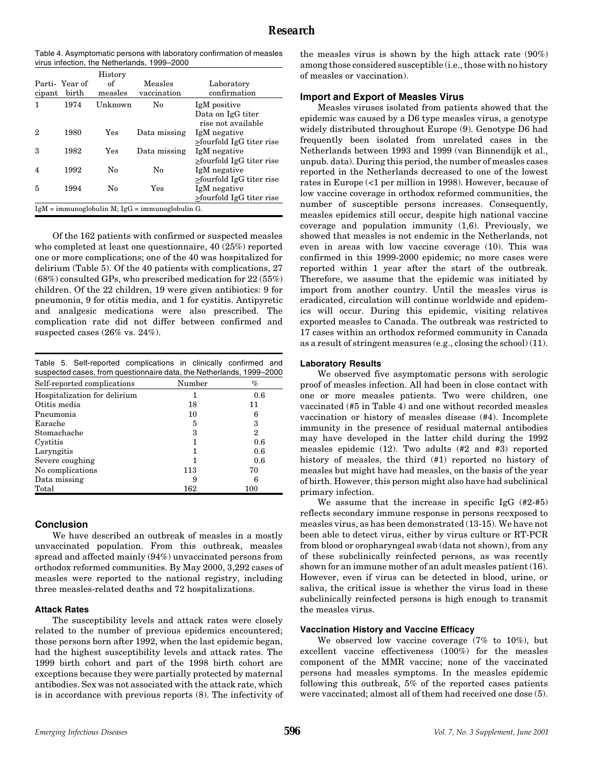Table 4. Asymptomatic persons with laboratory confirmation of measles virus infection, the Netherlands, 1999–2000

| Participant | Year of birth | History of measles | Measles vaccination | Laboratory confirmation |
|---|---|---|---|---|
| 1 | 1974 | Unknown | No | IgM positive Data on IgG titer rise not available |
| 2 | 1980 | Yes | Data missing | IgM negative ≥fourfold IgG titer rise |
| 3 | 1982 | Yes | Data missing | IgM negative ≥fourfold IgG titer rise |
| 4 | 1992 | No | No | IgM negative ≥fourfold IgG titer rise |
| 5 | 1994 | No | Yes | IgM negative ≥fourfold IgG titer rise |

IgM = immunoglobulin M; IgG = immunoglobulin G.

Of the 162 patients with confirmed or suspected measles who completed at least one questionnaire, 40 (25%) reported one or more complications; one of the 40 was hospitalized for delirium (Table 5). Of the 40 patients with complications, 27 (68%) consulted GPs, who prescribed medication for 22 (55%) children. Of the 22 children, 19 were given antibiotics: 9 for pneumonia, 9 for otitis media, and 1 for cystitis. Antipyretic and analgesic medications were also prescribed. The complication rate did not differ between confirmed and suspected cases (26% vs. 24%).

Table 5. Self-reported complications in clinically confirmed and suspected cases, from questionnaire data, the Netherlands, 1999–2000

| Self-reported complications | Number | % |
|---|---|---|
| Hospitalization for delirium | 1 | 0.6 |
| Otitis media | 18 | 11 |
| Pneumonia | 10 | 6 |
| Earache | 5 | 3 |
| Stomachache | 3 | 2 |
| Cystitis | 1 | 0.6 |
| Laryngitis | 1 | 0.6 |
| Severe coughing | 1 | 0.6 |
| No complications | 113 | 70 |
| Data missing | 9 | 6 |
| Total | 162 | 100 |

## Conclusion

We have described an outbreak of measles in a mostly unvaccinated population. From this outbreak, measles spread and affected mainly (94%) unvaccinated persons from orthodox reformed communities. By May 2000, 3,292 cases of measles were reported to the national registry, including three measles-related deaths and 72 hospitalizations.

### Attack Rates

The susceptibility levels and attack rates were closely related to the number of previous epidemics encountered; those persons born after 1992, when the last epidemic began, had the highest susceptibility levels and attack rates. The 1999 birth cohort and part of the 1998 birth cohort are exceptions because they were partially protected by maternal antibodies. Sex was not associated with the attack rate, which is in accordance with previous reports (8). The infectivity of the measles virus is shown by the high attack rate (90%) among those considered susceptible (i.e., those with no history of measles or vaccination).

### Import and Export of Measles Virus

Measles viruses isolated from patients showed that the epidemic was caused by a D6 type measles virus, a genotype widely distributed throughout Europe (9). Genotype D6 had frequently been isolated from unrelated cases in the Netherlands between 1993 and 1999 (van Binnendijk et al., unpub. data). During this period, the number of measles cases reported in the Netherlands decreased to one of the lowest rates in Europe (<1 per million in 1998). However, because of low vaccine coverage in orthodox reformed communities, the number of susceptible persons increases. Consequently, measles epidemics still occur, despite high national vaccine coverage and population immunity (1,6). Previously, we showed that measles is not endemic in the Netherlands, not even in areas with low vaccine coverage (10). This was confirmed in this 1999-2000 epidemic; no more cases were reported within 1 year after the start of the outbreak. Therefore, we assume that the epidemic was initiated by import from another country. Until the measles virus is eradicated, circulation will continue worldwide and epidemics will occur. During this epidemic, visiting relatives exported measles to Canada. The outbreak was restricted to 17 cases within an orthodox reformed community in Canada as a result of stringent measures (e.g., closing the school) (11).

### Laboratory Results

We observed five asymptomatic persons with serologic proof of measles infection. All had been in close contact with one or more measles patients. Two were children, one vaccinated (#5 in Table 4) and one without recorded measles vaccination or history of measles disease (#4). Incomplete immunity in the presence of residual maternal antibodies may have developed in the latter child during the 1992 measles epidemic (12). Two adults (#2 and #3) reported history of measles, the third (#1) reported no history of measles but might have had measles, on the basis of the year of birth. However, this person might also have had subclinical primary infection.

We assume that the increase in specific IgG (#2-#5) reflects secondary immune response in persons reexposed to measles virus, as has been demonstrated (13-15). We have not been able to detect virus, either by virus culture or RT-PCR from blood or oropharyngeal swab (data not shown), from any of these subclinically reinfected persons, as was recently shown for an immune mother of an adult measles patient (16). However, even if virus can be detected in blood, urine, or saliva, the critical issue is whether the virus load in these subclinically reinfected persons is high enough to transmit the measles virus.

### Vaccination History and Vaccine Efficacy

We observed low vaccine coverage (7% to 10%), but excellent vaccine effectiveness (100%) for the measles component of the MMR vaccine; none of the vaccinated persons had measles symptoms. In the measles epidemic following this outbreak, 5% of the reported cases patients were vaccinated; almost all of them had received one dose (5).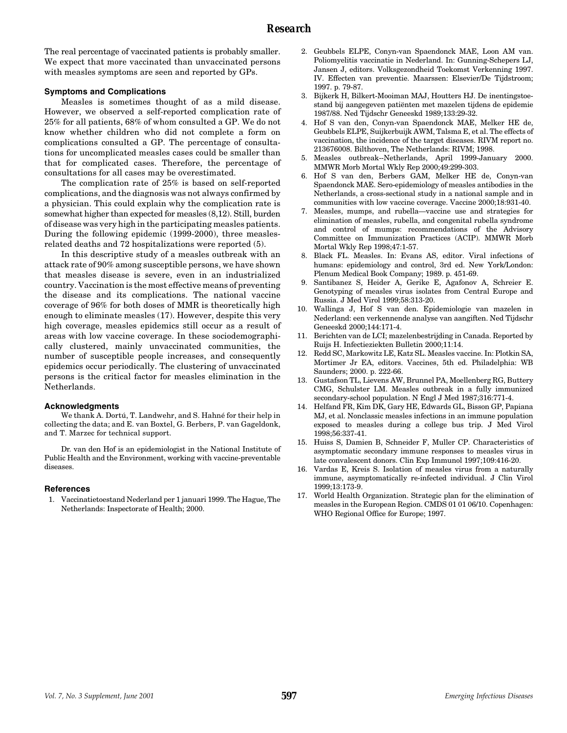The real percentage of vaccinated patients is probably smaller. We expect that more vaccinated than unvaccinated persons with measles symptoms are seen and reported by GPs.

### Symptoms and Complications

Measles is sometimes thought of as a mild disease. However, we observed a self-reported complication rate of 25% for all patients, 68% of whom consulted a GP. We do not know whether children who did not complete a form on complications consulted a GP. The percentage of consultations for uncomplicated measles cases could be smaller than that for complicated cases. Therefore, the percentage of consultations for all cases may be overestimated.

The complication rate of 25% is based on self-reported complications, and the diagnosis was not always confirmed by a physician. This could explain why the complication rate is somewhat higher than expected for measles (8,12). Still, burden of disease was very high in the participating measles patients. During the following epidemic (1999-2000), three measles-related deaths and 72 hospitalizations were reported (5).

In this descriptive study of a measles outbreak with an attack rate of 90% among susceptible persons, we have shown that measles disease is severe, even in an industrialized country. Vaccination is the most effective means of preventing the disease and its complications. The national vaccine coverage of 96% for both doses of MMR is theoretically high enough to eliminate measles (17). However, despite this very high coverage, measles epidemics still occur as a result of areas with low vaccine coverage. In these sociodemographically clustered, mainly unvaccinated communities, the number of susceptible people increases, and consequently epidemics occur periodically. The clustering of unvaccinated persons is the critical factor for measles elimination in the Netherlands.

### Acknowledgments

We thank A. Dortú, T. Landwehr, and S. Hahné for their help in collecting the data; and E. van Boxtel, G. Berbers, P. van Gageldonk, and T. Marzec for technical support.

Dr. van den Hof is an epidemiologist in the National Institute of Public Health and the Environment, working with vaccine-preventable diseases.

### References

1. Vaccinatietoestand Nederland per 1 januari 1999. The Hague, The Netherlands: Inspectorate of Health; 2000.
2. Geubbels ELPE, Conyn-van Spaendonck MAE, Loon AM van. Poliomyelitis vaccinatie in Nederland. In: Gunning-Schepers LJ, Jansen J, editors. Volksgezondheid Toekomst Verkenning 1997. IV. Effecten van preventie. Maarssen: Elsevier/De Tijdstroom; 1997. p. 79-87.
3. Bijkerk H, Bilkert-Mooiman MAJ, Houtters HJ. De inentingstoestand bij aangegeven patiënten met mazelen tijdens de epidemie 1987/88. Ned Tijdschr Geneeskd 1989;133:29-32.
4. Hof S van den, Conyn-van Spaendonck MAE, Melker HE de, Geubbels ELPE, Suijkerbuijk AWM, Talsma E, et al. The effects of vaccination, the incidence of the target diseases. RIVM report no. 213676008. Bilthoven, The Netherlands: RIVM; 1998.
5. Measles outbreak--Netherlands, April 1999-January 2000. MMWR Morb Mortal Wkly Rep 2000;49:299-303.
6. Hof S van den, Berbers GAM, Melker HE de, Conyn-van Spaendonck MAE. Sero-epidemiology of measles antibodies in the Netherlands, a cross-sectional study in a national sample and in communities with low vaccine coverage. Vaccine 2000;18:931-40.
7. Measles, mumps, and rubella—vaccine use and strategies for elimination of measles, rubella, and congenital rubella syndrome and control of mumps: recommendations of the Advisory Committee on Immunization Practices (ACIP). MMWR Morb Mortal Wkly Rep 1998;47:1-57.
8. Black FL. Measles. In: Evans AS, editor. Viral infections of humans: epidemiology and control, 3rd ed. New York/London: Plenum Medical Book Company; 1989. p. 451-69.
9. Santibanez S, Heider A, Gerike E, Agafonov A, Schreier E. Genotyping of measles virus isolates from Central Europe and Russia. J Med Virol 1999;58:313-20.
10. Wallinga J, Hof S van den. Epidemiologie van mazelen in Nederland: een verkennende analyse van aangiften. Ned Tijdschr Geneeskd 2000;144:171-4.
11. Berichten van de LCI; mazelenbestrijding in Canada. Reported by Ruijs H. Infectieziekten Bulletin 2000;11:14.
12. Redd SC, Markowitz LE, Katz SL. Measles vaccine. In: Plotkin SA, Mortimer Jr EA, editors. Vaccines, 5th ed. Philadelphia: WB Saunders; 2000. p. 222-66.
13. Gustafson TL, Lievens AW, Brunnel PA, Moellenberg RG, Buttery CMG, Schulster LM. Measles outbreak in a fully immunized secondary-school population. N Engl J Med 1987;316:771-4.
14. Helfand FR, Kim DK, Gary HE, Edwards GL, Bisson GP, Papiana MJ, et al. Nonclassic measles infections in an immune population exposed to measles during a college bus trip. J Med Virol 1998;56:337-41.
15. Huiss S, Damien B, Schneider F, Muller CP. Characteristics of asymptomatic secondary immune responses to measles virus in late convalescent donors. Clin Exp Immunol 1997;109:416-20.
16. Vardas E, Kreis S. Isolation of measles virus from a naturally immune, asymptomatically re-infected individual. J Clin Virol 1999;13:173-9.
17. World Health Organization. Strategic plan for the elimination of measles in the European Region. CMDS 01 01 06/10. Copenhagen: WHO Regional Office for Europe; 1997.